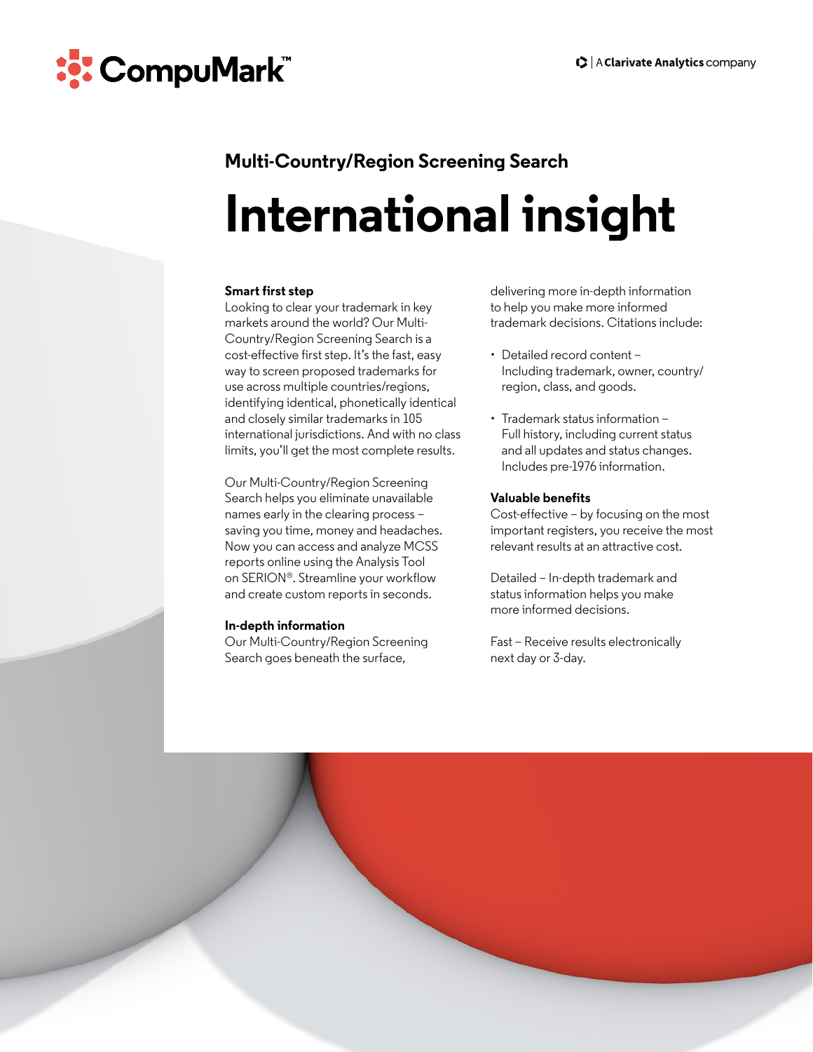CompuMark™ | A Clarivate Analytics company

## Multi-Country/Region Screening Search

# International insight

### Smart first step

Looking to clear your trademark in key markets around the world? Our Multi-Country/Region Screening Search is a cost-effective first step. It's the fast, easy way to screen proposed trademarks for use across multiple countries/regions, identifying identical, phonetically identical and closely similar trademarks in 105 international jurisdictions. And with no class limits, you'll get the most complete results.

Our Multi-Country/Region Screening Search helps you eliminate unavailable names early in the clearing process – saving you time, money and headaches. Now you can access and analyze MCSS reports online using the Analysis Tool on SERION®. Streamline your workflow and create custom reports in seconds.

### In-depth information

Our Multi-Country/Region Screening Search goes beneath the surface, delivering more in-depth information to help you make more informed trademark decisions. Citations include:

- Detailed record content – Including trademark, owner, country/region, class, and goods.
- Trademark status information – Full history, including current status and all updates and status changes. Includes pre-1976 information.

### Valuable benefits

Cost-effective – by focusing on the most important registers, you receive the most relevant results at an attractive cost.

Detailed – In-depth trademark and status information helps you make more informed decisions.

Fast – Receive results electronically next day or 3-day.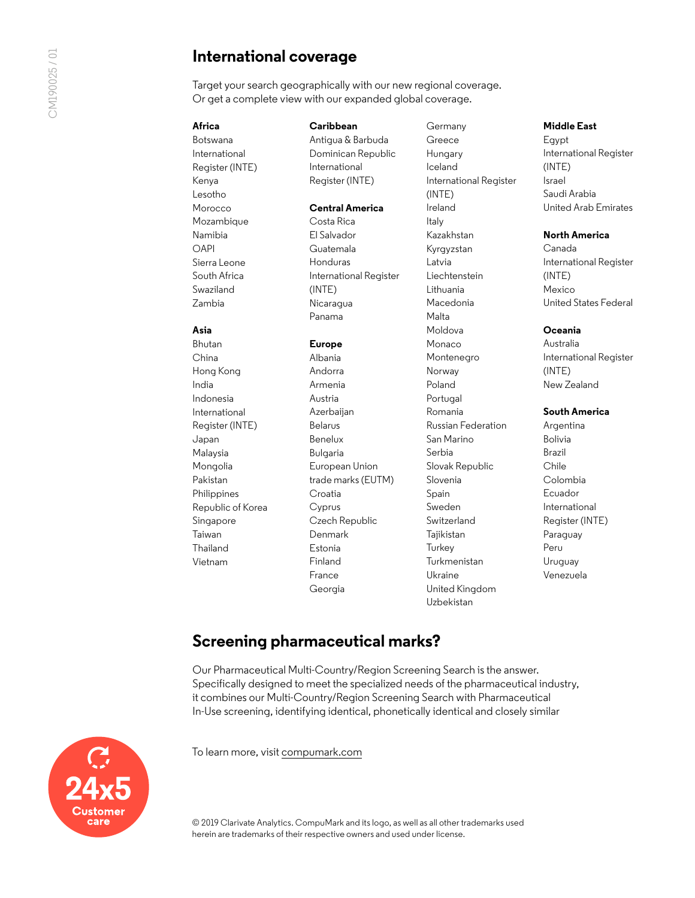## International coverage

Target your search geographically with our new regional coverage.
Or get a complete view with our expanded global coverage.

**Africa**
Botswana
International Register (INTE)
Kenya
Lesotho
Morocco
Mozambique
Namibia
OAPI
Sierra Leone
South Africa
Swaziland
Zambia

**Asia**
Bhutan
China
Hong Kong
India
Indonesia
International Register (INTE)
Japan
Malaysia
Mongolia
Pakistan
Philippines
Republic of Korea
Singapore
Taiwan
Thailand
Vietnam

**Caribbean**
Antigua & Barbuda
Dominican Republic
International Register (INTE)

**Central America**
Costa Rica
El Salvador
Guatemala
Honduras
International Register (INTE)
Nicaragua
Panama

**Europe**
Albania
Andorra
Armenia
Austria
Azerbaijan
Belarus
Benelux
Bulgaria
European Union trade marks (EUTM)
Croatia
Cyprus
Czech Republic
Denmark
Estonia
Finland
France
Georgia
Germany
Greece
Hungary
Iceland
International Register (INTE)
Ireland
Italy
Kazakhstan
Kyrgyzstan
Latvia
Liechtenstein
Lithuania
Macedonia
Malta
Moldova
Monaco
Montenegro
Norway
Poland
Portugal
Romania
Russian Federation
San Marino
Serbia
Slovak Republic
Slovenia
Spain
Sweden
Switzerland
Tajikistan
Turkey
Turkmenistan
Ukraine
United Kingdom
Uzbekistan

**Middle East**
Egypt
International Register (INTE)
Israel
Saudi Arabia
United Arab Emirates

**North America**
Canada
International Register (INTE)
Mexico
United States Federal

**Oceania**
Australia
International Register (INTE)
New Zealand

**South America**
Argentina
Bolivia
Brazil
Chile
Colombia
Ecuador
International Register (INTE)
Paraguay
Peru
Uruguay
Venezuela

## Screening pharmaceutical marks?

Our Pharmaceutical Multi-Country/Region Screening Search is the answer. Specifically designed to meet the specialized needs of the pharmaceutical industry, it combines our Multi-Country/Region Screening Search with Pharmaceutical In-Use screening, identifying identical, phonetically identical and closely similar

To learn more, visit compumark.com

24x5 Customer care

© 2019 Clarivate Analytics. CompuMark and its logo, as well as all other trademarks used herein are trademarks of their respective owners and used under license.